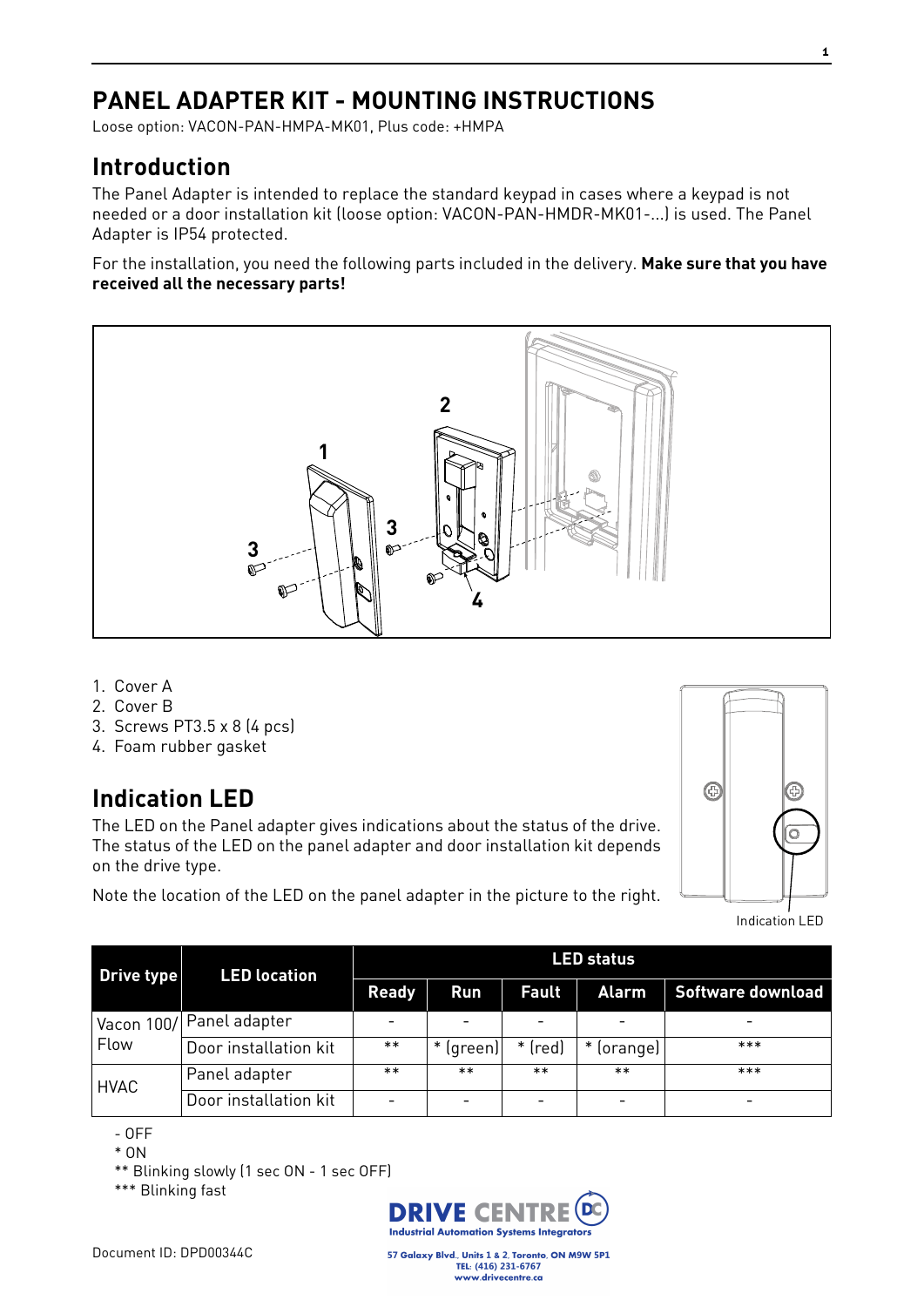# PANEL ADAPTER KIT - MOUNTING INSTRUCTIONS

Loose option: VACON-PAN-HMPA-MK01, Plus code: +HMPA

## Introduction

The Panel Adapter is intended to replace the standard keypad in cases where a keypad is not needed or a door installation kit (loose option: VACON-PAN-HMDR-MK01-...) is used. The Panel Adapter is IP54 protected.

For the installation, you need the following parts included in the delivery. **Make sure that you have received all the necessary parts!**

1. Cover A
2. Cover B
3. Screws PT3.5 x 8 (4 pcs)
4. Foam rubber gasket

## Indication LED

The LED on the Panel adapter gives indications about the status of the drive. The status of the LED on the panel adapter and door installation kit depends on the drive type.

Note the location of the LED on the panel adapter in the picture to the right.

Indication LED

| Drive type | LED location | LED status | | | | |
|---|---|---|---|---|---|---|
| | | Ready | Run | Fault | Alarm | Software download |
| Vacon 100/ Flow | Panel adapter | - | - | - | - | - |
| | Door installation kit | ** | * (green) | * (red) | * (orange) | *** |
| HVAC | Panel adapter | ** | ** | ** | ** | *** |
| | Door installation kit | - | - | - | - | - |

- OFF
* ON
** Blinking slowly (1 sec ON - 1 sec OFF)
*** Blinking fast

DRIVE CENTRE
Industrial Automation Systems Integrators
57 Galaxy Blvd., Units 1 & 2, Toronto, ON M9W 5P1
TEL: (416) 231-6767
www.drivecentre.ca

Document ID: DPD00344C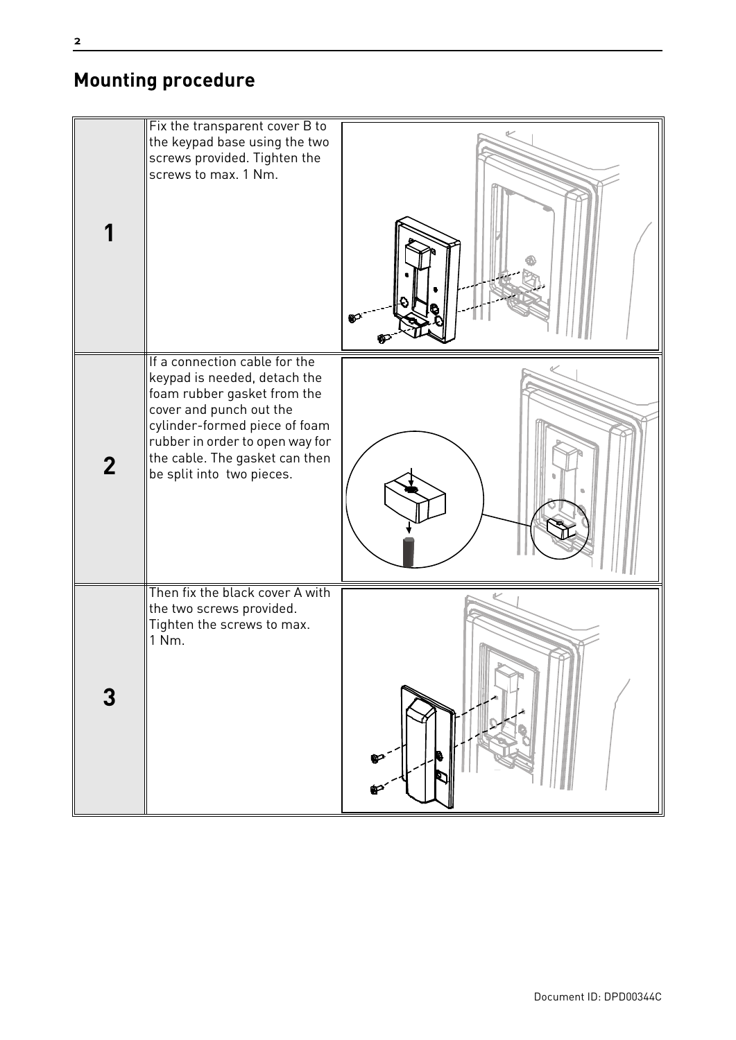## Mounting procedure

| | | |
|---|---|---|
| **1** | Fix the transparent cover B to the keypad base using the two screws provided. Tighten the screws to max. 1 Nm. | |
| **2** | If a connection cable for the keypad is needed, detach the foam rubber gasket from the cover and punch out the cylinder-formed piece of foam rubber in order to open way for the cable. The gasket can then be split into two pieces. | |
| **3** | Then fix the black cover A with the two screws provided. Tighten the screws to max. 1 Nm. | |

Document ID: DPD00344C